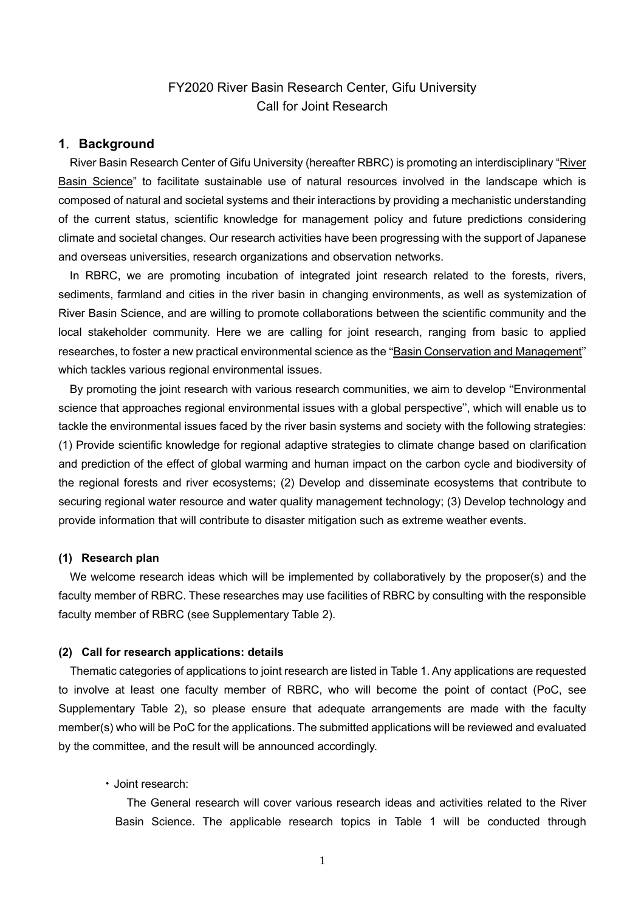# FY2020 River Basin Research Center, Gifu University
# Call for Joint Research

## 1. Background

River Basin Research Center of Gifu University (hereafter RBRC) is promoting an interdisciplinary "River Basin Science" to facilitate sustainable use of natural resources involved in the landscape which is composed of natural and societal systems and their interactions by providing a mechanistic understanding of the current status, scientific knowledge for management policy and future predictions considering climate and societal changes. Our research activities have been progressing with the support of Japanese and overseas universities, research organizations and observation networks.

In RBRC, we are promoting incubation of integrated joint research related to the forests, rivers, sediments, farmland and cities in the river basin in changing environments, as well as systemization of River Basin Science, and are willing to promote collaborations between the scientific community and the local stakeholder community. Here we are calling for joint research, ranging from basic to applied researches, to foster a new practical environmental science as the "Basin Conservation and Management" which tackles various regional environmental issues.

By promoting the joint research with various research communities, we aim to develop "Environmental science that approaches regional environmental issues with a global perspective", which will enable us to tackle the environmental issues faced by the river basin systems and society with the following strategies: (1) Provide scientific knowledge for regional adaptive strategies to climate change based on clarification and prediction of the effect of global warming and human impact on the carbon cycle and biodiversity of the regional forests and river ecosystems; (2) Develop and disseminate ecosystems that contribute to securing regional water resource and water quality management technology; (3) Develop technology and provide information that will contribute to disaster mitigation such as extreme weather events.

### (1) Research plan

We welcome research ideas which will be implemented by collaboratively by the proposer(s) and the faculty member of RBRC. These researches may use facilities of RBRC by consulting with the responsible faculty member of RBRC (see Supplementary Table 2).

### (2) Call for research applications: details

Thematic categories of applications to joint research are listed in Table 1. Any applications are requested to involve at least one faculty member of RBRC, who will become the point of contact (PoC, see Supplementary Table 2), so please ensure that adequate arrangements are made with the faculty member(s) who will be PoC for the applications. The submitted applications will be reviewed and evaluated by the committee, and the result will be announced accordingly.

- Joint research:

  The General research will cover various research ideas and activities related to the River Basin Science. The applicable research topics in Table 1 will be conducted through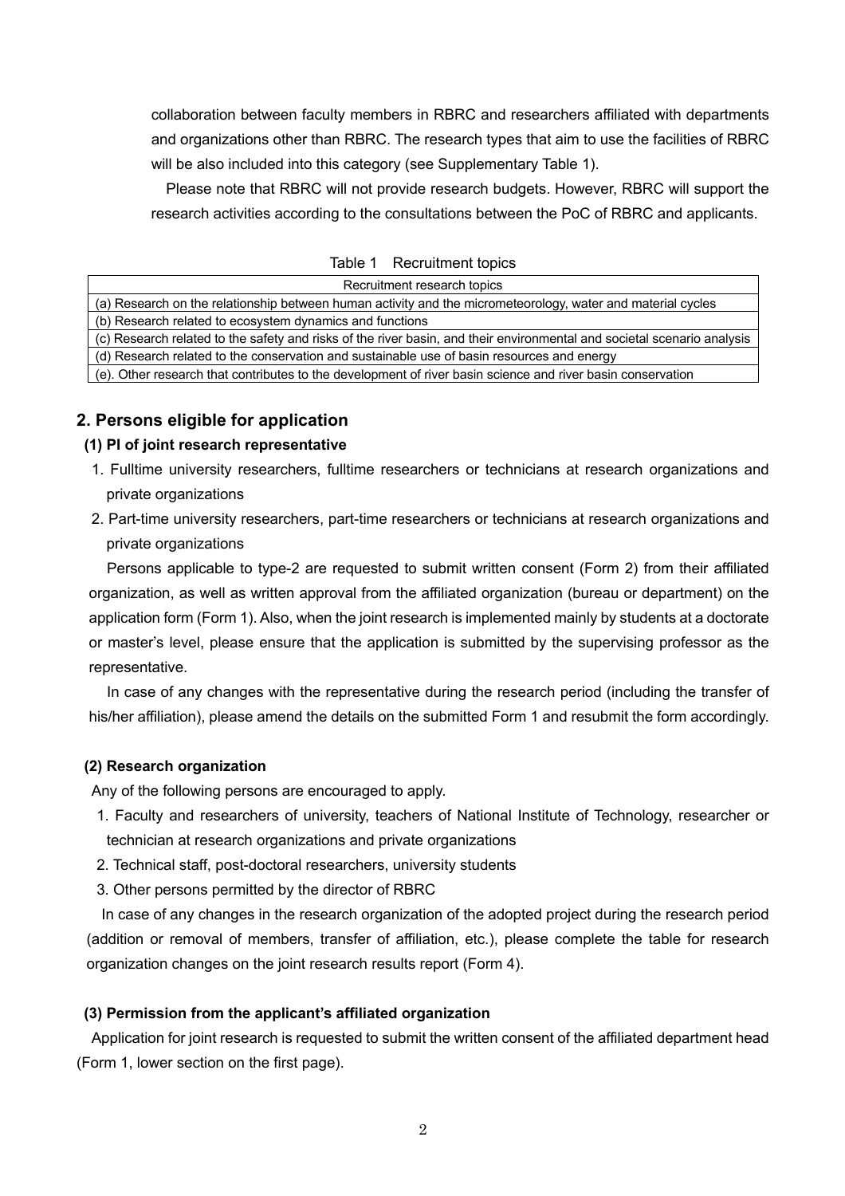collaboration between faculty members in RBRC and researchers affiliated with departments and organizations other than RBRC. The research types that aim to use the facilities of RBRC will be also included into this category (see Supplementary Table 1).

Please note that RBRC will not provide research budgets. However, RBRC will support the research activities according to the consultations between the PoC of RBRC and applicants.

Table 1　Recruitment topics

| Recruitment research topics |
|---|
| (a) Research on the relationship between human activity and the micrometeorology, water and material cycles |
| (b) Research related to ecosystem dynamics and functions |
| (c) Research related to the safety and risks of the river basin, and their environmental and societal scenario analysis |
| (d) Research related to the conservation and sustainable use of basin resources and energy |
| (e). Other research that contributes to the development of river basin science and river basin conservation |

## 2. Persons eligible for application

### (1) PI of joint research representative

1. Fulltime university researchers, fulltime researchers or technicians at research organizations and private organizations
2. Part-time university researchers, part-time researchers or technicians at research organizations and private organizations

Persons applicable to type-2 are requested to submit written consent (Form 2) from their affiliated organization, as well as written approval from the affiliated organization (bureau or department) on the application form (Form 1). Also, when the joint research is implemented mainly by students at a doctorate or master's level, please ensure that the application is submitted by the supervising professor as the representative.

In case of any changes with the representative during the research period (including the transfer of his/her affiliation), please amend the details on the submitted Form 1 and resubmit the form accordingly.

### (2) Research organization

Any of the following persons are encouraged to apply.

1. Faculty and researchers of university, teachers of National Institute of Technology, researcher or technician at research organizations and private organizations
2. Technical staff, post-doctoral researchers, university students
3. Other persons permitted by the director of RBRC

In case of any changes in the research organization of the adopted project during the research period (addition or removal of members, transfer of affiliation, etc.), please complete the table for research organization changes on the joint research results report (Form 4).

### (3) Permission from the applicant's affiliated organization

Application for joint research is requested to submit the written consent of the affiliated department head (Form 1, lower section on the first page).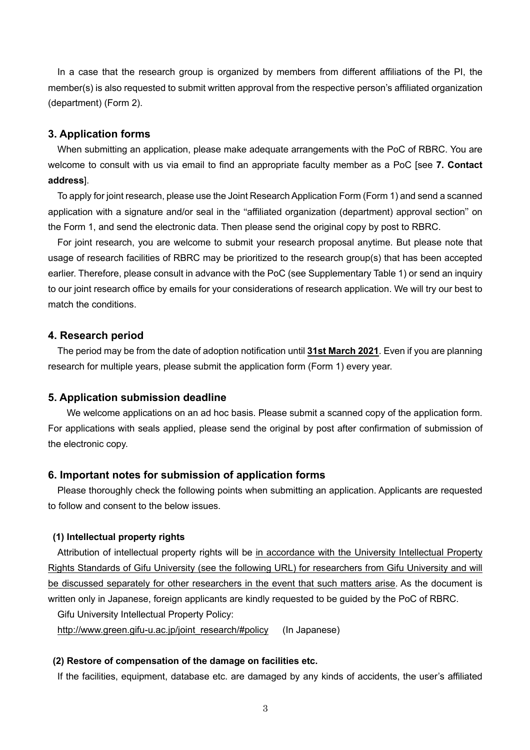In a case that the research group is organized by members from different affiliations of the PI, the member(s) is also requested to submit written approval from the respective person's affiliated organization (department) (Form 2).

## 3. Application forms

When submitting an application, please make adequate arrangements with the PoC of RBRC. You are welcome to consult with us via email to find an appropriate faculty member as a PoC [see **7. Contact address**].

To apply for joint research, please use the Joint Research Application Form (Form 1) and send a scanned application with a signature and/or seal in the "affiliated organization (department) approval section" on the Form 1, and send the electronic data. Then please send the original copy by post to RBRC.

For joint research, you are welcome to submit your research proposal anytime. But please note that usage of research facilities of RBRC may be prioritized to the research group(s) that has been accepted earlier. Therefore, please consult in advance with the PoC (see Supplementary Table 1) or send an inquiry to our joint research office by emails for your considerations of research application. We will try our best to match the conditions.

## 4. Research period

The period may be from the date of adoption notification until **31st March 2021**. Even if you are planning research for multiple years, please submit the application form (Form 1) every year.

## 5. Application submission deadline

We welcome applications on an ad hoc basis. Please submit a scanned copy of the application form. For applications with seals applied, please send the original by post after confirmation of submission of the electronic copy.

## 6. Important notes for submission of application forms

Please thoroughly check the following points when submitting an application. Applicants are requested to follow and consent to the below issues.

### (1) Intellectual property rights

Attribution of intellectual property rights will be in accordance with the University Intellectual Property Rights Standards of Gifu University (see the following URL) for researchers from Gifu University and will be discussed separately for other researchers in the event that such matters arise. As the document is written only in Japanese, foreign applicants are kindly requested to be guided by the PoC of RBRC.

Gifu University Intellectual Property Policy:

http://www.green.gifu-u.ac.jp/joint_research/#policy (In Japanese)

### (2) Restore of compensation of the damage on facilities etc.

If the facilities, equipment, database etc. are damaged by any kinds of accidents, the user's affiliated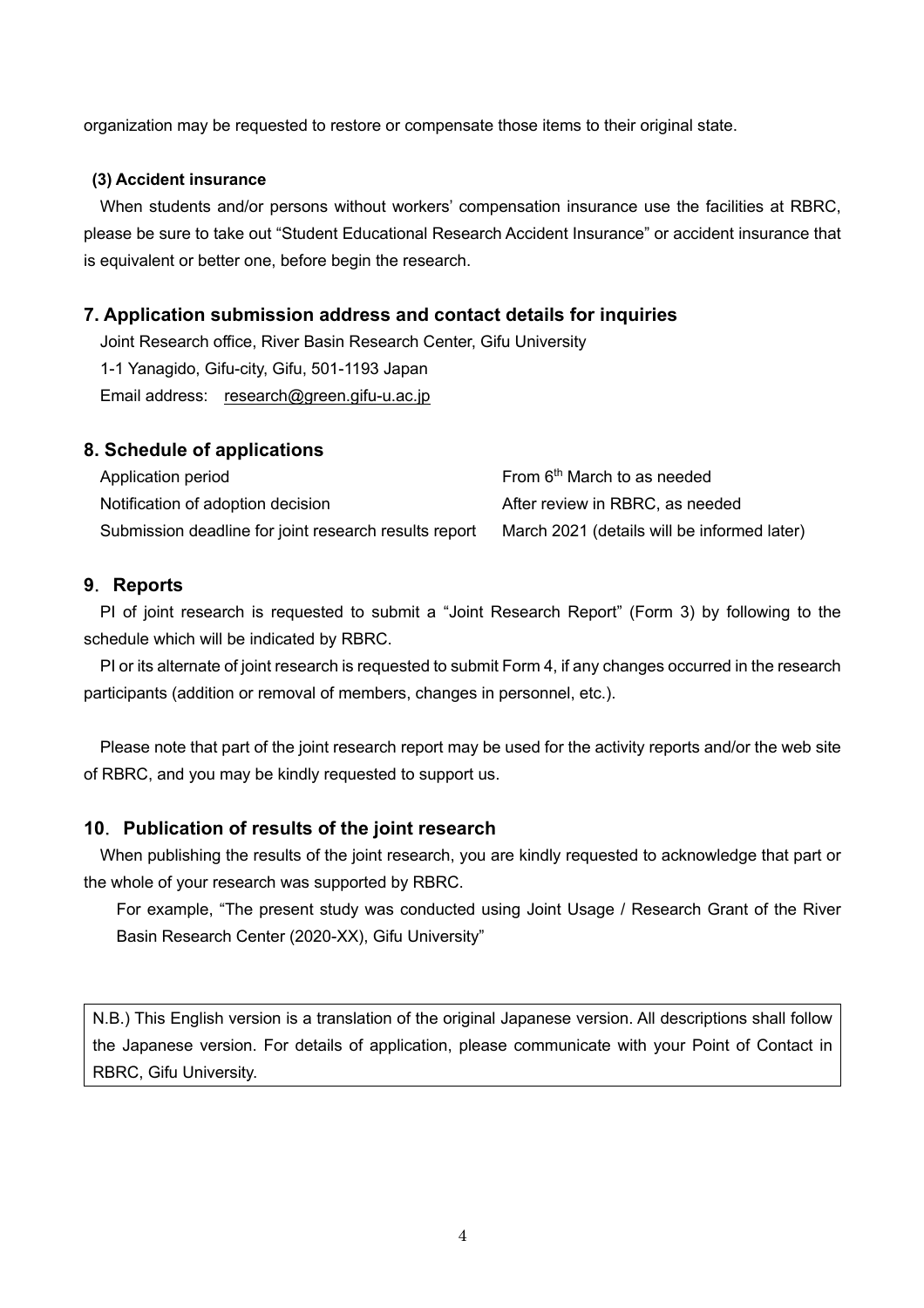organization may be requested to restore or compensate those items to their original state.

**(3) Accident insurance**

When students and/or persons without workers' compensation insurance use the facilities at RBRC, please be sure to take out "Student Educational Research Accident Insurance" or accident insurance that is equivalent or better one, before begin the research.

## 7. Application submission address and contact details for inquiries

Joint Research office, River Basin Research Center, Gifu University
1-1 Yanagido, Gifu-city, Gifu, 501-1193 Japan
Email address: research@green.gifu-u.ac.jp

## 8. Schedule of applications

| | |
|---|---|
| Application period | From 6th March to as needed |
| Notification of adoption decision | After review in RBRC, as needed |
| Submission deadline for joint research results report | March 2021 (details will be informed later) |

## 9. Reports

PI of joint research is requested to submit a "Joint Research Report" (Form 3) by following to the schedule which will be indicated by RBRC.

PI or its alternate of joint research is requested to submit Form 4, if any changes occurred in the research participants (addition or removal of members, changes in personnel, etc.).

Please note that part of the joint research report may be used for the activity reports and/or the web site of RBRC, and you may be kindly requested to support us.

## 10. Publication of results of the joint research

When publishing the results of the joint research, you are kindly requested to acknowledge that part or the whole of your research was supported by RBRC.

For example, "The present study was conducted using Joint Usage / Research Grant of the River Basin Research Center (2020-XX), Gifu University"

N.B.) This English version is a translation of the original Japanese version. All descriptions shall follow the Japanese version. For details of application, please communicate with your Point of Contact in RBRC, Gifu University.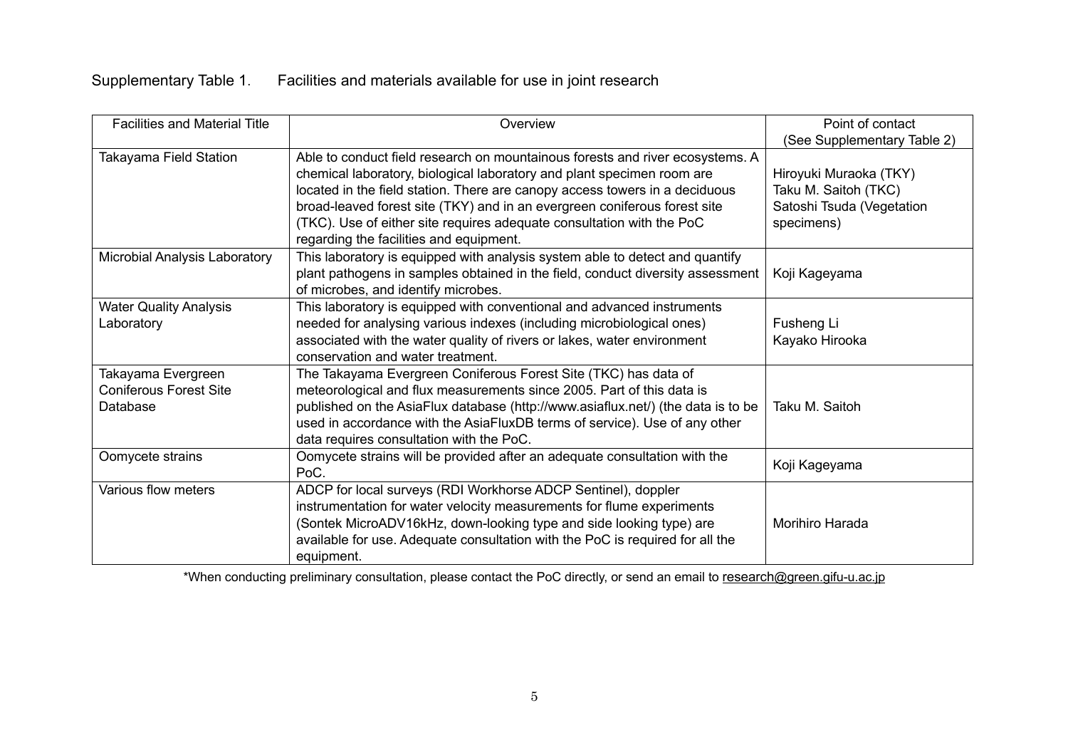Supplementary Table 1. Facilities and materials available for use in joint research

| Facilities and Material Title | Overview | Point of contact (See Supplementary Table 2) |
|---|---|---|
| Takayama Field Station | Able to conduct field research on mountainous forests and river ecosystems. A chemical laboratory, biological laboratory and plant specimen room are located in the field station. There are canopy access towers in a deciduous broad-leaved forest site (TKY) and in an evergreen coniferous forest site (TKC). Use of either site requires adequate consultation with the PoC regarding the facilities and equipment. | Hiroyuki Muraoka (TKY)<br>Taku M. Saitoh (TKC)<br>Satoshi Tsuda (Vegetation specimens) |
| Microbial Analysis Laboratory | This laboratory is equipped with analysis system able to detect and quantify plant pathogens in samples obtained in the field, conduct diversity assessment of microbes, and identify microbes. | Koji Kageyama |
| Water Quality Analysis Laboratory | This laboratory is equipped with conventional and advanced instruments needed for analysing various indexes (including microbiological ones) associated with the water quality of rivers or lakes, water environment conservation and water treatment. | Fusheng Li<br>Kayako Hirooka |
| Takayama Evergreen Coniferous Forest Site Database | The Takayama Evergreen Coniferous Forest Site (TKC) has data of meteorological and flux measurements since 2005. Part of this data is published on the AsiaFlux database (http://www.asiaflux.net/) (the data is to be used in accordance with the AsiaFluxDB terms of service). Use of any other data requires consultation with the PoC. | Taku M. Saitoh |
| Oomycete strains | Oomycete strains will be provided after an adequate consultation with the PoC. | Koji Kageyama |
| Various flow meters | ADCP for local surveys (RDI Workhorse ADCP Sentinel), doppler instrumentation for water velocity measurements for flume experiments (Sontek MicroADV16kHz, down-looking type and side looking type) are available for use. Adequate consultation with the PoC is required for all the equipment. | Morihiro Harada |

*When conducting preliminary consultation, please contact the PoC directly, or send an email to research@green.gifu-u.ac.jp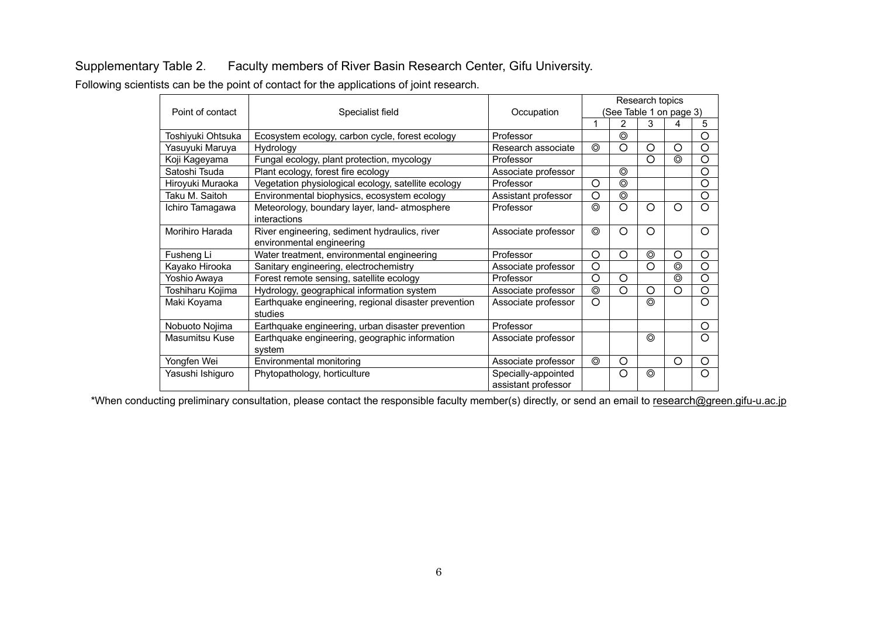Supplementary Table 2. Faculty members of River Basin Research Center, Gifu University.

Following scientists can be the point of contact for the applications of joint research.

| Point of contact | Specialist field | Occupation | Research topics (See Table 1 on page 3) | | | | |
|---|---|---|---|---|---|---|---|
| | | | 1 | 2 | 3 | 4 | 5 |
| Toshiyuki Ohtsuka | Ecosystem ecology, carbon cycle, forest ecology | Professor | | ◎ | | | ○ |
| Yasuyuki Maruya | Hydrology | Research associate | ◎ | ○ | ○ | ○ | ○ |
| Koji Kageyama | Fungal ecology, plant protection, mycology | Professor | | | ○ | ◎ | ○ |
| Satoshi Tsuda | Plant ecology, forest fire ecology | Associate professor | | ◎ | | | ○ |
| Hiroyuki Muraoka | Vegetation physiological ecology, satellite ecology | Professor | ○ | ◎ | | | ○ |
| Taku M. Saitoh | Environmental biophysics, ecosystem ecology | Assistant professor | ○ | ◎ | | | ○ |
| Ichiro Tamagawa | Meteorology, boundary layer, land- atmosphere interactions | Professor | ◎ | ○ | ○ | ○ | ○ |
| Morihiro Harada | River engineering, sediment hydraulics, river environmental engineering | Associate professor | ◎ | ○ | ○ | | ○ |
| Fusheng Li | Water treatment, environmental engineering | Professor | ○ | ○ | ◎ | ○ | ○ |
| Kayako Hirooka | Sanitary engineering, electrochemistry | Associate professor | ○ | | ○ | ◎ | ○ |
| Yoshio Awaya | Forest remote sensing, satellite ecology | Professor | ○ | ○ | | ◎ | ○ |
| Toshiharu Kojima | Hydrology, geographical information system | Associate professor | ◎ | ○ | ○ | ○ | ○ |
| Maki Koyama | Earthquake engineering, regional disaster prevention studies | Associate professor | ○ | | ◎ | | ○ |
| Nobuoto Nojima | Earthquake engineering, urban disaster prevention | Professor | | | | | ○ |
| Masumitsu Kuse | Earthquake engineering, geographic information system | Associate professor | | | ◎ | | ○ |
| Yongfen Wei | Environmental monitoring | Associate professor | ◎ | ○ | | ○ | ○ |
| Yasushi Ishiguro | Phytopathology, horticulture | Specially-appointed assistant professor | | ○ | ◎ | | ○ |

*When conducting preliminary consultation, please contact the responsible faculty member(s) directly, or send an email to research@green.gifu-u.ac.jp